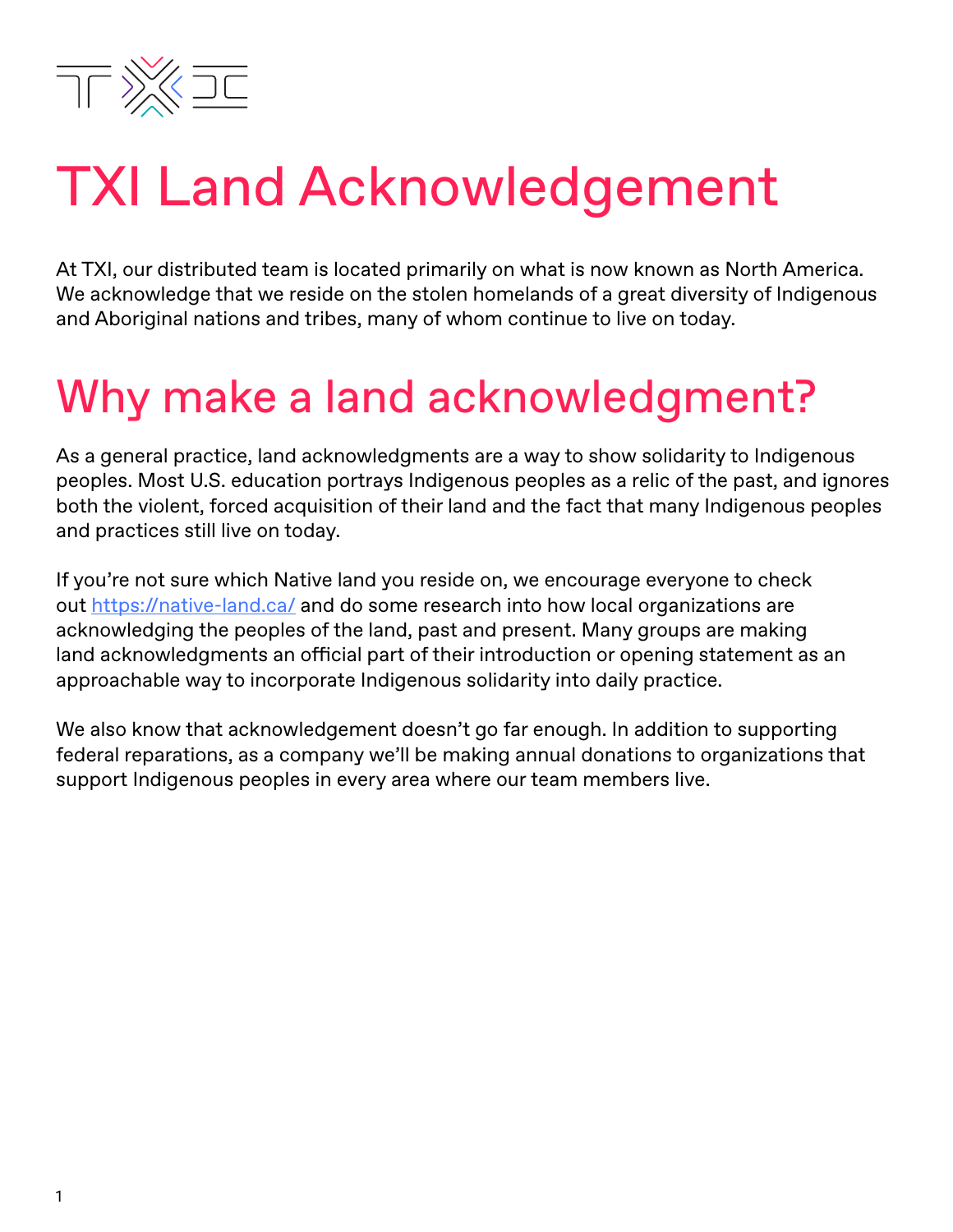# TXI Land Acknowledgement

At TXI, our distributed team is located primarily on what is now known as North America. We acknowledge that we reside on the stolen homelands of a great diversity of Indigenous and Aboriginal nations and tribes, many of whom continue to live on today.

# Why make a land acknowledgment?

As a general practice, land acknowledgments are a way to show solidarity to Indigenous peoples. Most U.S. education portrays Indigenous peoples as a relic of the past, and ignores both the violent, forced acquisition of their land and the fact that many Indigenous peoples and practices still live on today.

If you're not sure which Native land you reside on, we encourage everyone to check out [https://native-land.ca/](https://native-land.ca/) and do some research into how local organizations are acknowledging the peoples of the land, past and present. Many groups are making land acknowledgments an official part of their introduction or opening statement as an approachable way to incorporate Indigenous solidarity into daily practice.

We also know that acknowledgement doesn't go far enough. In addition to supporting federal reparations, as a company we'll be making annual donations to organizations that support Indigenous peoples in every area where our team members live.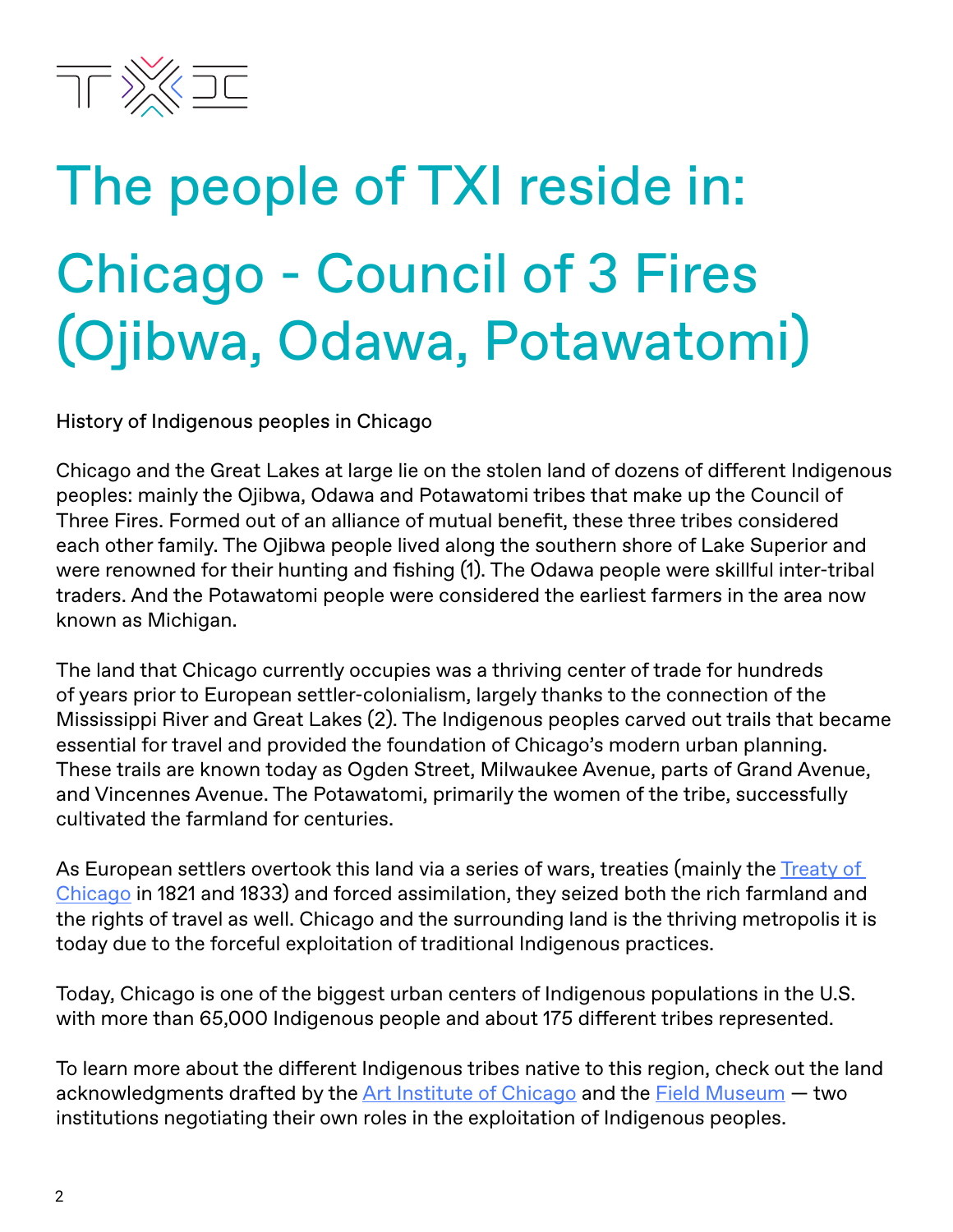# The people of TXI reside in:

# Chicago - Council of 3 Fires (Ojibwa, Odawa, Potawatomi)

History of Indigenous peoples in Chicago

Chicago and the Great Lakes at large lie on the stolen land of dozens of different Indigenous peoples: mainly the Ojibwa, Odawa and Potawatomi tribes that make up the Council of Three Fires. Formed out of an alliance of mutual benefit, these three tribes considered each other family. The Ojibwa people lived along the southern shore of Lake Superior and were renowned for their hunting and fishing (1). The Odawa people were skillful inter-tribal traders. And the Potawatomi people were considered the earliest farmers in the area now known as Michigan.

The land that Chicago currently occupies was a thriving center of trade for hundreds of years prior to European settler-colonialism, largely thanks to the connection of the Mississippi River and Great Lakes (2). The Indigenous peoples carved out trails that became essential for travel and provided the foundation of Chicago's modern urban planning. These trails are known today as Ogden Street, Milwaukee Avenue, parts of Grand Avenue, and Vincennes Avenue. The Potawatomi, primarily the women of the tribe, successfully cultivated the farmland for centuries.

As European settlers overtook this land via a series of wars, treaties (mainly the Treaty of Chicago in 1821 and 1833) and forced assimilation, they seized both the rich farmland and the rights of travel as well. Chicago and the surrounding land is the thriving metropolis it is today due to the forceful exploitation of traditional Indigenous practices.

Today, Chicago is one of the biggest urban centers of Indigenous populations in the U.S. with more than 65,000 Indigenous people and about 175 different tribes represented.

To learn more about the different Indigenous tribes native to this region, check out the land acknowledgments drafted by the Art Institute of Chicago and the Field Museum — two institutions negotiating their own roles in the exploitation of Indigenous peoples.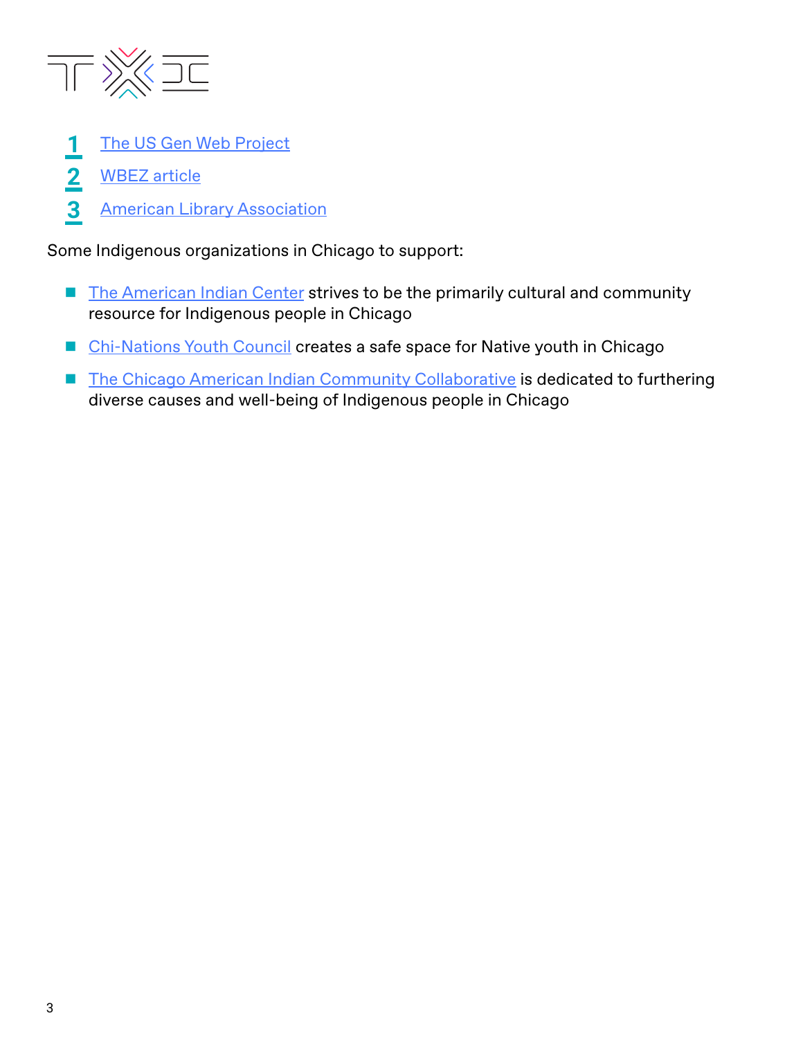1. The US Gen Web Project
2. WBEZ article
3. American Library Association

Some Indigenous organizations in Chicago to support:

- The American Indian Center strives to be the primarily cultural and community resource for Indigenous people in Chicago
- Chi-Nations Youth Council creates a safe space for Native youth in Chicago
- The Chicago American Indian Community Collaborative is dedicated to furthering diverse causes and well-being of Indigenous people in Chicago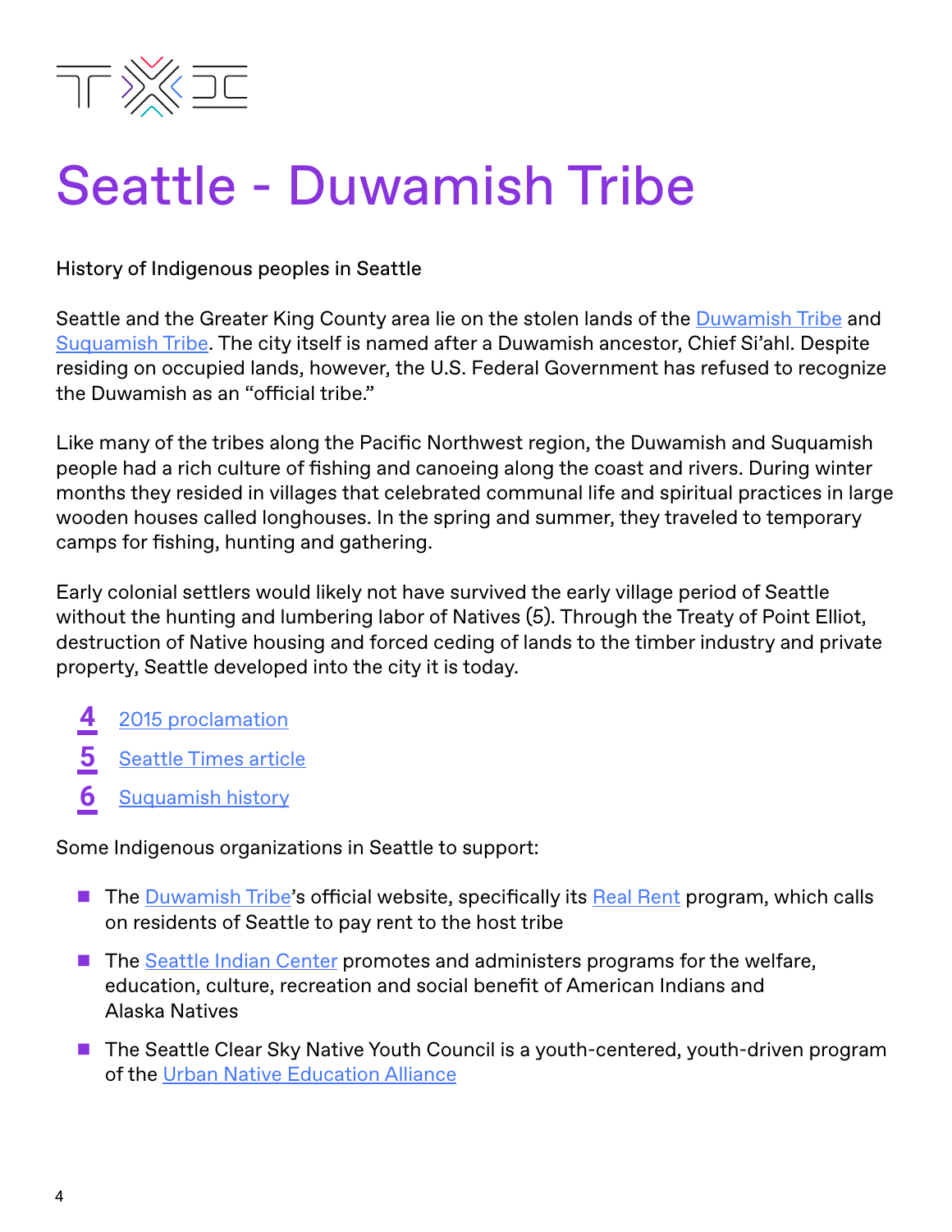# Seattle - Duwamish Tribe

History of Indigenous peoples in Seattle

Seattle and the Greater King County area lie on the stolen lands of the Duwamish Tribe and Suquamish Tribe. The city itself is named after a Duwamish ancestor, Chief Si'ahl. Despite residing on occupied lands, however, the U.S. Federal Government has refused to recognize the Duwamish as an "official tribe."

Like many of the tribes along the Pacific Northwest region, the Duwamish and Suquamish people had a rich culture of fishing and canoeing along the coast and rivers. During winter months they resided in villages that celebrated communal life and spiritual practices in large wooden houses called longhouses. In the spring and summer, they traveled to temporary camps for fishing, hunting and gathering.

Early colonial settlers would likely not have survived the early village period of Seattle without the hunting and lumbering labor of Natives (5). Through the Treaty of Point Elliot, destruction of Native housing and forced ceding of lands to the timber industry and private property, Seattle developed into the city it is today.

4. 2015 proclamation
5. Seattle Times article
6. Suquamish history

Some Indigenous organizations in Seattle to support:

- The Duwamish Tribe's official website, specifically its Real Rent program, which calls on residents of Seattle to pay rent to the host tribe
- The Seattle Indian Center promotes and administers programs for the welfare, education, culture, recreation and social benefit of American Indians and Alaska Natives
- The Seattle Clear Sky Native Youth Council is a youth-centered, youth-driven program of the Urban Native Education Alliance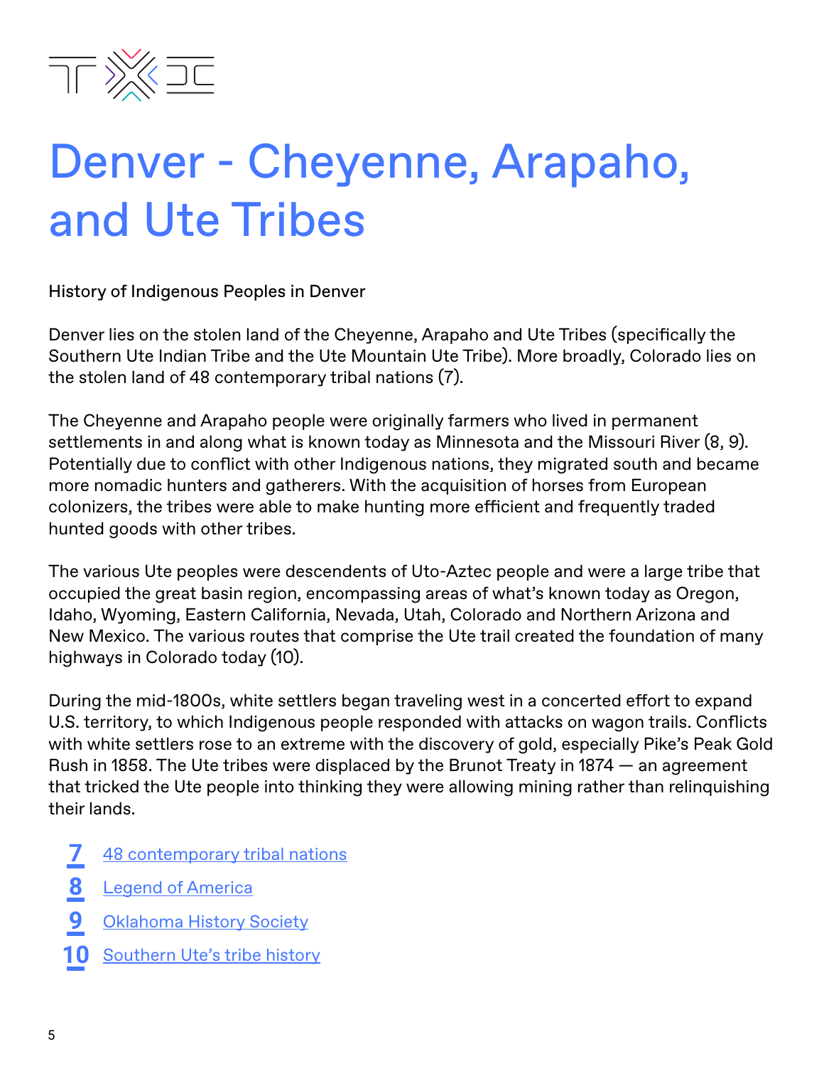# Denver - Cheyenne, Arapaho, and Ute Tribes

History of Indigenous Peoples in Denver

Denver lies on the stolen land of the Cheyenne, Arapaho and Ute Tribes (specifically the Southern Ute Indian Tribe and the Ute Mountain Ute Tribe). More broadly, Colorado lies on the stolen land of 48 contemporary tribal nations (7).

The Cheyenne and Arapaho people were originally farmers who lived in permanent settlements in and along what is known today as Minnesota and the Missouri River (8, 9). Potentially due to conflict with other Indigenous nations, they migrated south and became more nomadic hunters and gatherers. With the acquisition of horses from European colonizers, the tribes were able to make hunting more efficient and frequently traded hunted goods with other tribes.

The various Ute peoples were descendents of Uto-Aztec people and were a large tribe that occupied the great basin region, encompassing areas of what's known today as Oregon, Idaho, Wyoming, Eastern California, Nevada, Utah, Colorado and Northern Arizona and New Mexico. The various routes that comprise the Ute trail created the foundation of many highways in Colorado today (10).

During the mid-1800s, white settlers began traveling west in a concerted effort to expand U.S. territory, to which Indigenous people responded with attacks on wagon trails. Conflicts with white settlers rose to an extreme with the discovery of gold, especially Pike's Peak Gold Rush in 1858. The Ute tribes were displaced by the Brunot Treaty in 1874 — an agreement that tricked the Ute people into thinking they were allowing mining rather than relinquishing their lands.

7. 48 contemporary tribal nations
8. Legend of America
9. Oklahoma History Society
10. Southern Ute's tribe history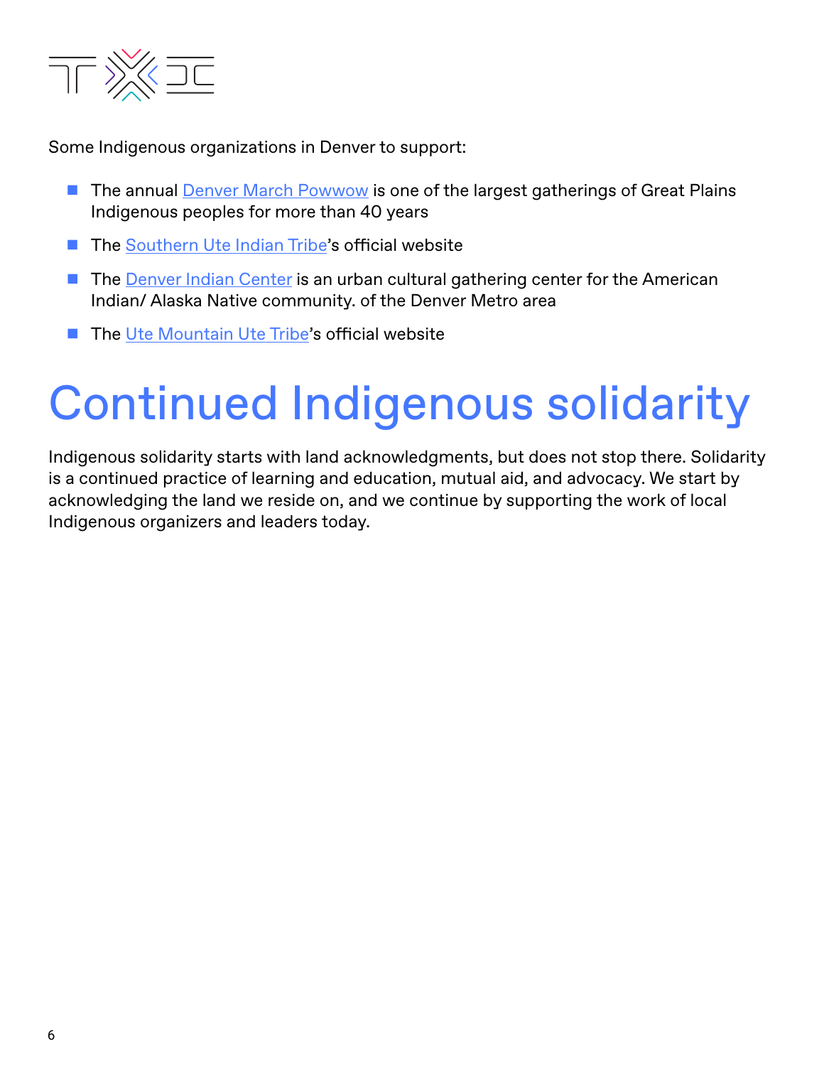Some Indigenous organizations in Denver to support:

- The annual Denver March Powwow is one of the largest gatherings of Great Plains Indigenous peoples for more than 40 years
- The Southern Ute Indian Tribe's official website
- The Denver Indian Center is an urban cultural gathering center for the American Indian/ Alaska Native community. of the Denver Metro area
- The Ute Mountain Ute Tribe's official website

# Continued Indigenous solidarity

Indigenous solidarity starts with land acknowledgments, but does not stop there. Solidarity is a continued practice of learning and education, mutual aid, and advocacy. We start by acknowledging the land we reside on, and we continue by supporting the work of local Indigenous organizers and leaders today.